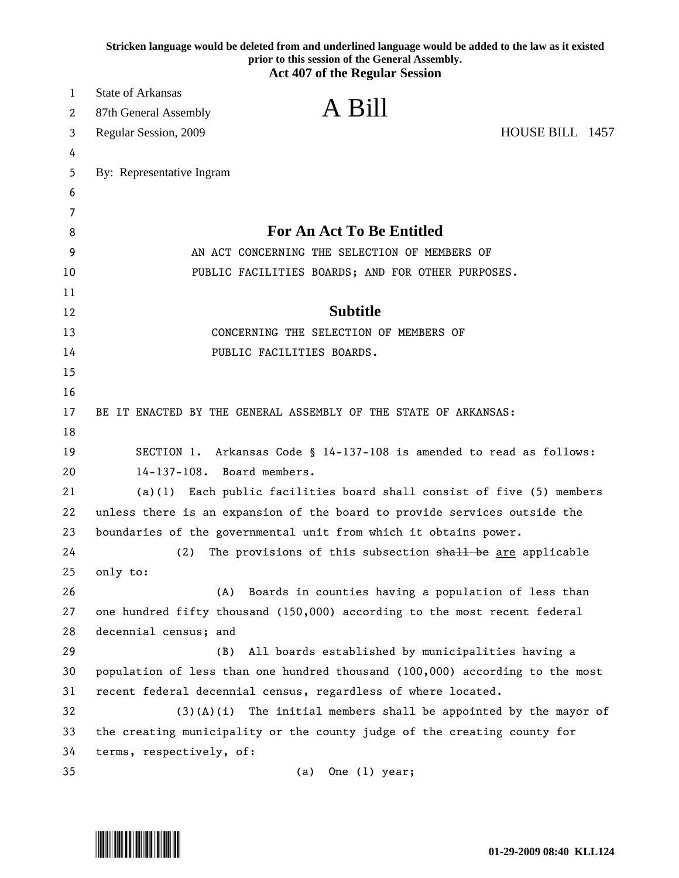**Stricken language would be deleted from and underlined language would be added to the law as it existed prior to this session of the General Assembly.**
**Act 407 of the Regular Session**

State of Arkansas
87th General Assembly
Regular Session, 2009

# A Bill

HOUSE BILL 1457

By: Representative Ingram

## For An Act To Be Entitled

AN ACT CONCERNING THE SELECTION OF MEMBERS OF PUBLIC FACILITIES BOARDS; AND FOR OTHER PURPOSES.

## Subtitle

CONCERNING THE SELECTION OF MEMBERS OF PUBLIC FACILITIES BOARDS.

BE IT ENACTED BY THE GENERAL ASSEMBLY OF THE STATE OF ARKANSAS:

SECTION 1. Arkansas Code § 14-137-108 is amended to read as follows:

14-137-108. Board members.

(a)(1) Each public facilities board shall consist of five (5) members unless there is an expansion of the board to provide services outside the boundaries of the governmental unit from which it obtains power.

(2) The provisions of this subsection ~~shall be~~ <u>are</u> applicable only to:

(A) Boards in counties having a population of less than one hundred fifty thousand (150,000) according to the most recent federal decennial census; and

(B) All boards established by municipalities having a population of less than one hundred thousand (100,000) according to the most recent federal decennial census, regardless of where located.

(3)(A)(i) The initial members shall be appointed by the mayor of the creating municipality or the county judge of the creating county for terms, respectively, of:

(a) One (1) year;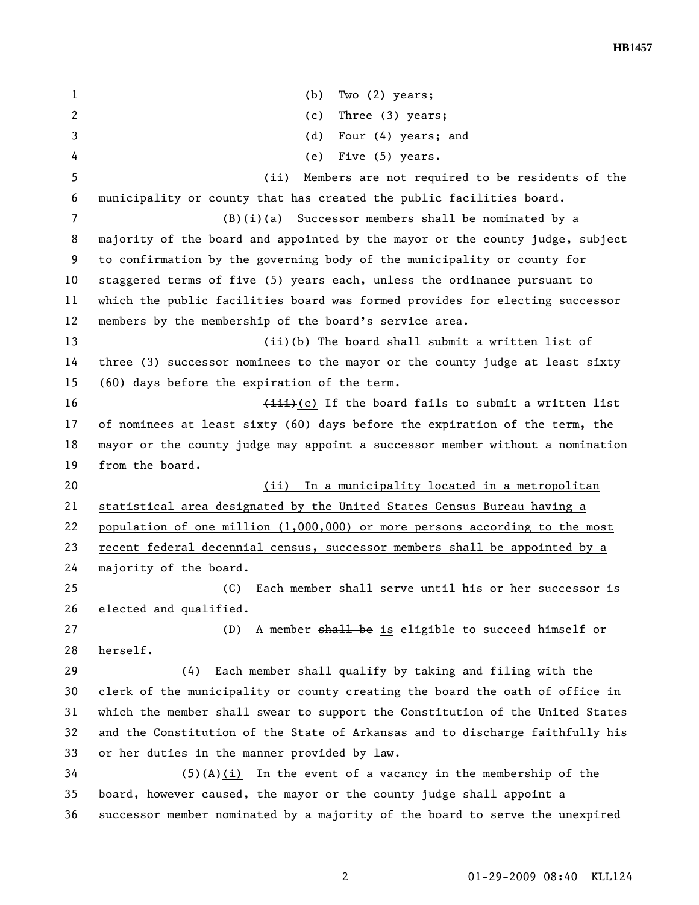(b) Two (2) years;

(c) Three (3) years;

(d) Four (4) years; and

(e) Five (5) years.

(ii) Members are not required to be residents of the municipality or county that has created the public facilities board.

(B)(i)<u>(a)</u> Successor members shall be nominated by a majority of the board and appointed by the mayor or the county judge, subject to confirmation by the governing body of the municipality or county for staggered terms of five (5) years each, unless the ordinance pursuant to which the public facilities board was formed provides for electing successor members by the membership of the board's service area.

~~(ii)~~<u>(b)</u> The board shall submit a written list of three (3) successor nominees to the mayor or the county judge at least sixty (60) days before the expiration of the term.

~~(iii)~~<u>(c)</u> If the board fails to submit a written list of nominees at least sixty (60) days before the expiration of the term, the mayor or the county judge may appoint a successor member without a nomination from the board.

<u>(ii) In a municipality located in a metropolitan statistical area designated by the United States Census Bureau having a population of one million (1,000,000) or more persons according to the most recent federal decennial census, successor members shall be appointed by a majority of the board.</u>

(C) Each member shall serve until his or her successor is elected and qualified.

(D) A member ~~shall be~~ <u>is</u> eligible to succeed himself or herself.

(4) Each member shall qualify by taking and filing with the clerk of the municipality or county creating the board the oath of office in which the member shall swear to support the Constitution of the United States and the Constitution of the State of Arkansas and to discharge faithfully his or her duties in the manner provided by law.

(5)(A)<u>(i)</u> In the event of a vacancy in the membership of the board, however caused, the mayor or the county judge shall appoint a successor member nominated by a majority of the board to serve the unexpired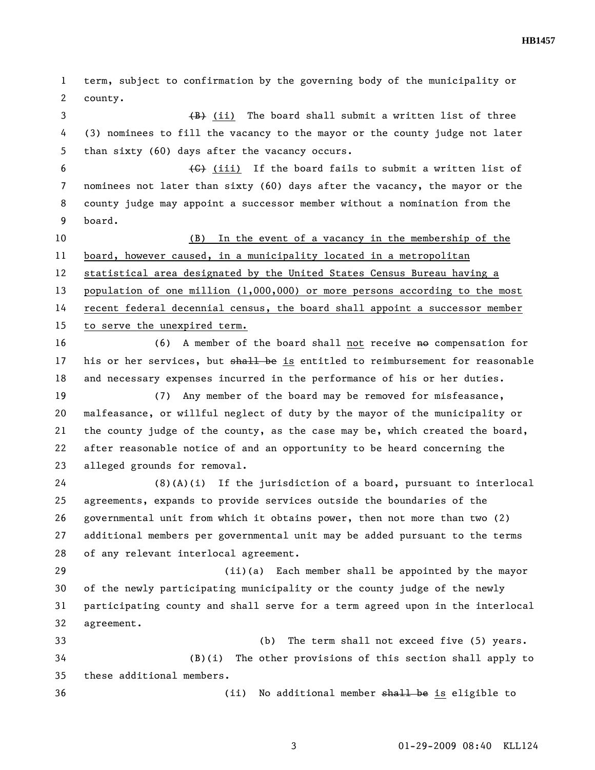term, subject to confirmation by the governing body of the municipality or county.

~~(B)~~ <u>(ii)</u> The board shall submit a written list of three (3) nominees to fill the vacancy to the mayor or the county judge not later than sixty (60) days after the vacancy occurs.

~~(C)~~ <u>(iii)</u> If the board fails to submit a written list of nominees not later than sixty (60) days after the vacancy, the mayor or the county judge may appoint a successor member without a nomination from the board.

<u>(B) In the event of a vacancy in the membership of the board, however caused, in a municipality located in a metropolitan statistical area designated by the United States Census Bureau having a population of one million (1,000,000) or more persons according to the most recent federal decennial census, the board shall appoint a successor member to serve the unexpired term.</u>

(6) A member of the board shall <u>not</u> receive ~~no~~ compensation for his or her services, but ~~shall be~~ <u>is</u> entitled to reimbursement for reasonable and necessary expenses incurred in the performance of his or her duties.

(7) Any member of the board may be removed for misfeasance, malfeasance, or willful neglect of duty by the mayor of the municipality or the county judge of the county, as the case may be, which created the board, after reasonable notice of and an opportunity to be heard concerning the alleged grounds for removal.

(8)(A)(i) If the jurisdiction of a board, pursuant to interlocal agreements, expands to provide services outside the boundaries of the governmental unit from which it obtains power, then not more than two (2) additional members per governmental unit may be added pursuant to the terms of any relevant interlocal agreement.

(ii)(a) Each member shall be appointed by the mayor of the newly participating municipality or the county judge of the newly participating county and shall serve for a term agreed upon in the interlocal agreement.

(b) The term shall not exceed five (5) years.

(B)(i) The other provisions of this section shall apply to these additional members.

(ii) No additional member ~~shall be~~ <u>is</u> eligible to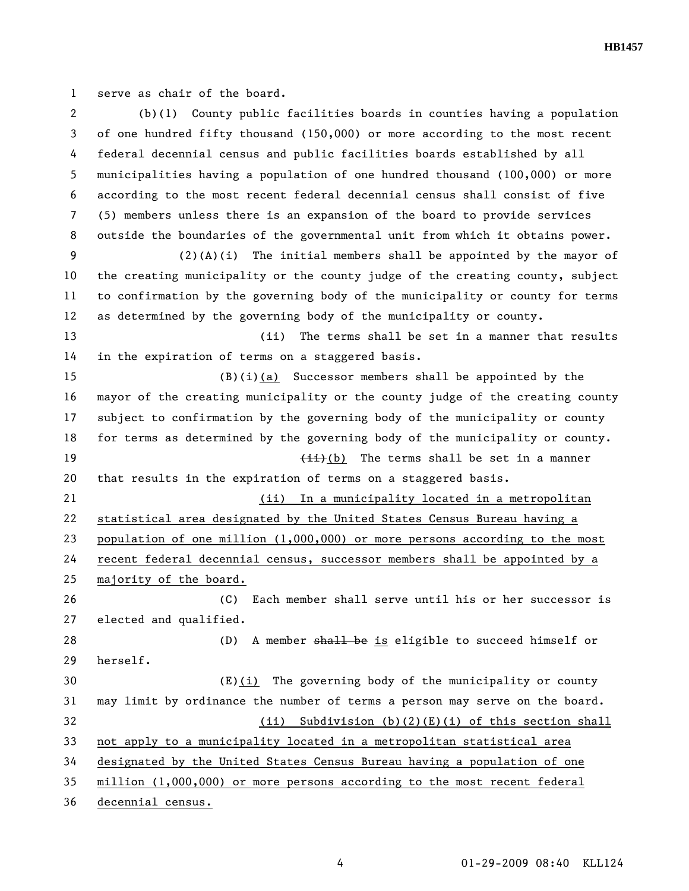serve as chair of the board.

(b)(1) County public facilities boards in counties having a population of one hundred fifty thousand (150,000) or more according to the most recent federal decennial census and public facilities boards established by all municipalities having a population of one hundred thousand (100,000) or more according to the most recent federal decennial census shall consist of five (5) members unless there is an expansion of the board to provide services outside the boundaries of the governmental unit from which it obtains power.

(2)(A)(i) The initial members shall be appointed by the mayor of the creating municipality or the county judge of the creating county, subject to confirmation by the governing body of the municipality or county for terms as determined by the governing body of the municipality or county.

(ii) The terms shall be set in a manner that results in the expiration of terms on a staggered basis.

(B)(i)<u>(a)</u> Successor members shall be appointed by the mayor of the creating municipality or the county judge of the creating county subject to confirmation by the governing body of the municipality or county for terms as determined by the governing body of the municipality or county.

~~(ii)~~<u>(b)</u> The terms shall be set in a manner that results in the expiration of terms on a staggered basis.

<u>(ii) In a municipality located in a metropolitan statistical area designated by the United States Census Bureau having a population of one million (1,000,000) or more persons according to the most recent federal decennial census, successor members shall be appointed by a majority of the board.</u>

(C) Each member shall serve until his or her successor is elected and qualified.

(D) A member ~~shall be~~ <u>is</u> eligible to succeed himself or herself.

(E)<u>(i)</u> The governing body of the municipality or county may limit by ordinance the number of terms a person may serve on the board.

<u>(ii) Subdivision (b)(2)(E)(i) of this section shall not apply to a municipality located in a metropolitan statistical area designated by the United States Census Bureau having a population of one million (1,000,000) or more persons according to the most recent federal decennial census.</u>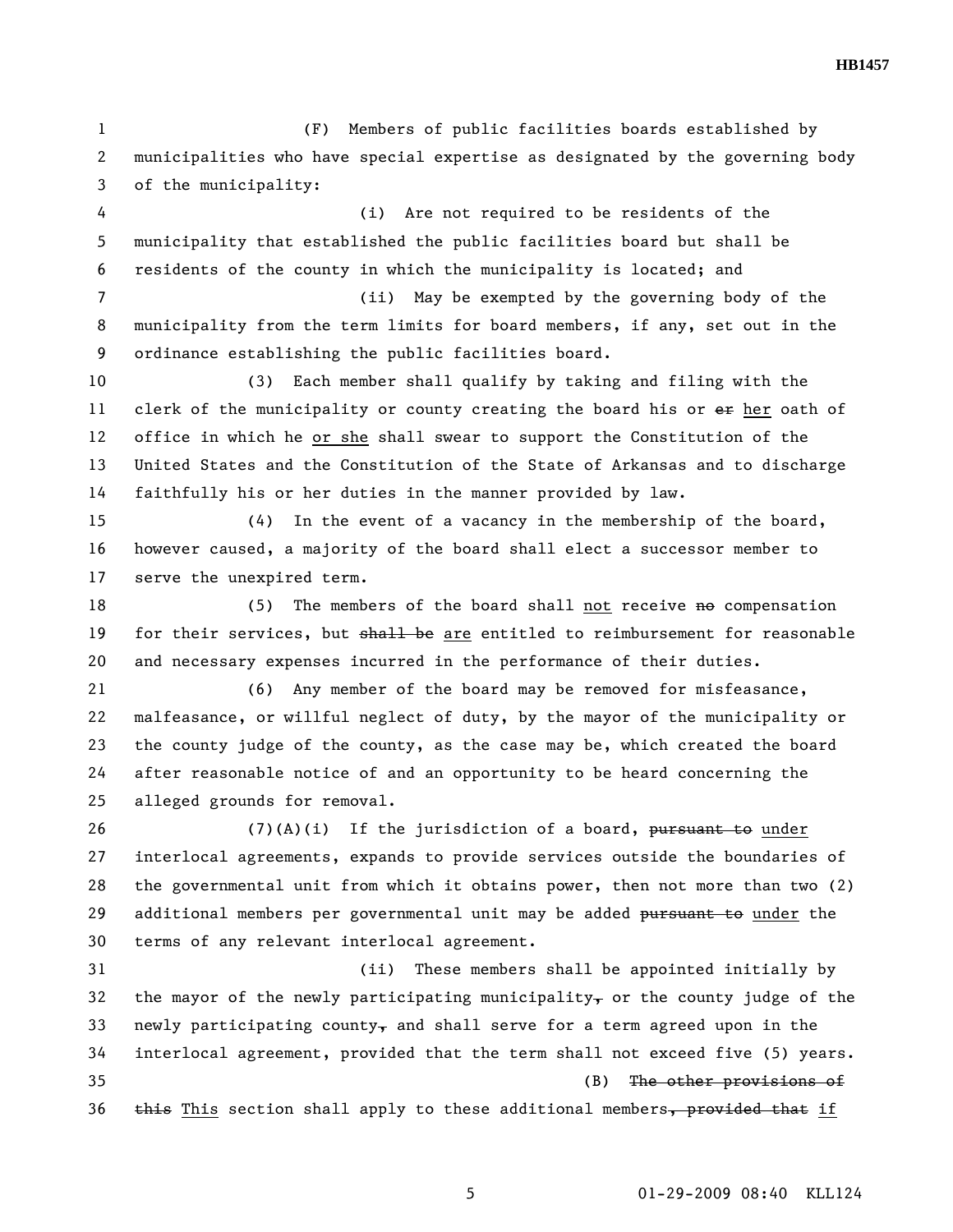(F) Members of public facilities boards established by municipalities who have special expertise as designated by the governing body of the municipality:

(i) Are not required to be residents of the municipality that established the public facilities board but shall be residents of the county in which the municipality is located; and

(ii) May be exempted by the governing body of the municipality from the term limits for board members, if any, set out in the ordinance establishing the public facilities board.

(3) Each member shall qualify by taking and filing with the clerk of the municipality or county creating the board his or ~~or~~ her oath of office in which he or she shall swear to support the Constitution of the United States and the Constitution of the State of Arkansas and to discharge faithfully his or her duties in the manner provided by law.

(4) In the event of a vacancy in the membership of the board, however caused, a majority of the board shall elect a successor member to serve the unexpired term.

(5) The members of the board shall not receive ~~no~~ compensation for their services, but ~~shall be~~ are entitled to reimbursement for reasonable and necessary expenses incurred in the performance of their duties.

(6) Any member of the board may be removed for misfeasance, malfeasance, or willful neglect of duty, by the mayor of the municipality or the county judge of the county, as the case may be, which created the board after reasonable notice of and an opportunity to be heard concerning the alleged grounds for removal.

(7)(A)(i) If the jurisdiction of a board, ~~pursuant to~~ under interlocal agreements, expands to provide services outside the boundaries of the governmental unit from which it obtains power, then not more than two (2) additional members per governmental unit may be added ~~pursuant to~~ under the terms of any relevant interlocal agreement.

(ii) These members shall be appointed initially by the mayor of the newly participating municipality~~,~~ or the county judge of the newly participating county~~,~~ and shall serve for a term agreed upon in the interlocal agreement, provided that the term shall not exceed five (5) years.

(B) ~~The other provisions of this~~ This section shall apply to these additional members~~, provided that~~ if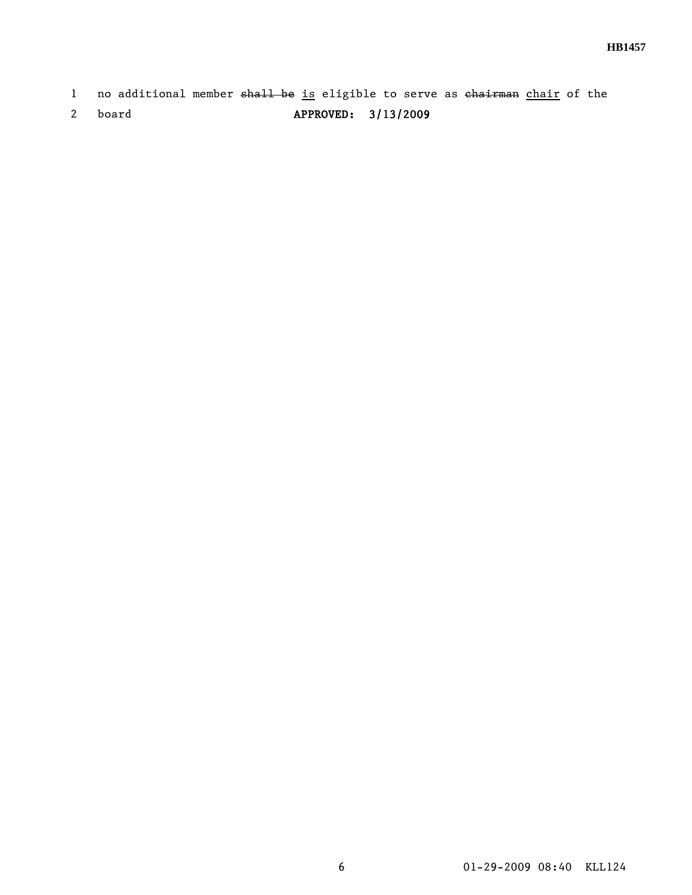1 no additional member ~~shall be~~ is eligible to serve as ~~chairman~~ chair of the

2 board **APPROVED: 3/13/2009**

01-29-2009 08:40 KLL124